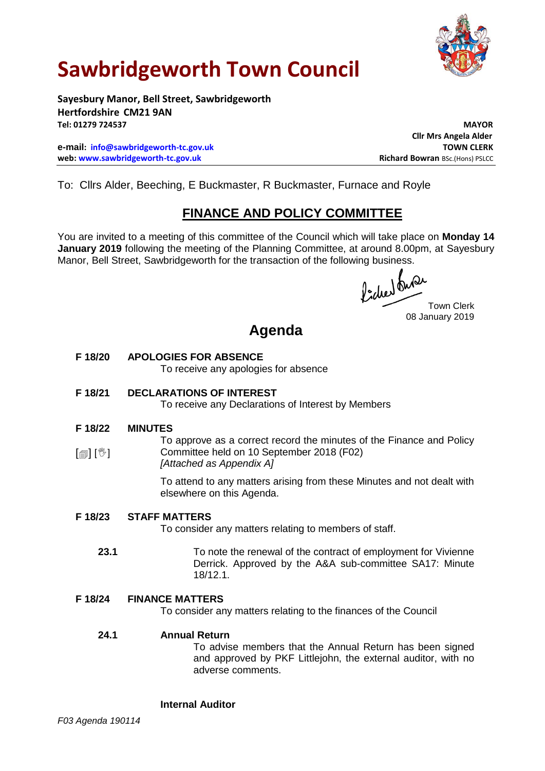# Sawbridgeworth Town Council

**Sayesbury Manor, Bell Street, Sawbridgeworth**
**Hertfordshire CM21 9AN**
**Tel: 01279 724537**

**e-mail: info@sawbridgeworth-tc.gov.uk**
**web: www.sawbridgeworth-tc.gov.uk**

**MAYOR**
**Cllr Mrs Angela Alder**
**TOWN CLERK**
**Richard Bowran** BSc.(Hons) PSLCC

To: Cllrs Alder, Beeching, E Buckmaster, R Buckmaster, Furnace and Royle

## FINANCE AND POLICY COMMITTEE

You are invited to a meeting of this committee of the Council which will take place on **Monday 14 January 2019** following the meeting of the Planning Committee, at around 8.00pm, at Sayesbury Manor, Bell Street, Sawbridgeworth for the transaction of the following business.

Town Clerk
08 January 2019

## Agenda

**F 18/20 APOLOGIES FOR ABSENCE**

To receive any apologies for absence

**F 18/21 DECLARATIONS OF INTEREST**

To receive any Declarations of Interest by Members

**F 18/22 MINUTES**

[🗐] [👋] To approve as a correct record the minutes of the Finance and Policy Committee held on 10 September 2018 (F02)
*[Attached as Appendix A]*

To attend to any matters arising from these Minutes and not dealt with elsewhere on this Agenda.

**F 18/23 STAFF MATTERS**

To consider any matters relating to members of staff.

**23.1** To note the renewal of the contract of employment for Vivienne Derrick. Approved by the A&A sub-committee SA17: Minute 18/12.1.

**F 18/24 FINANCE MATTERS**

To consider any matters relating to the finances of the Council

**24.1 Annual Return**

To advise members that the Annual Return has been signed and approved by PKF Littlejohn, the external auditor, with no adverse comments.

**Internal Auditor**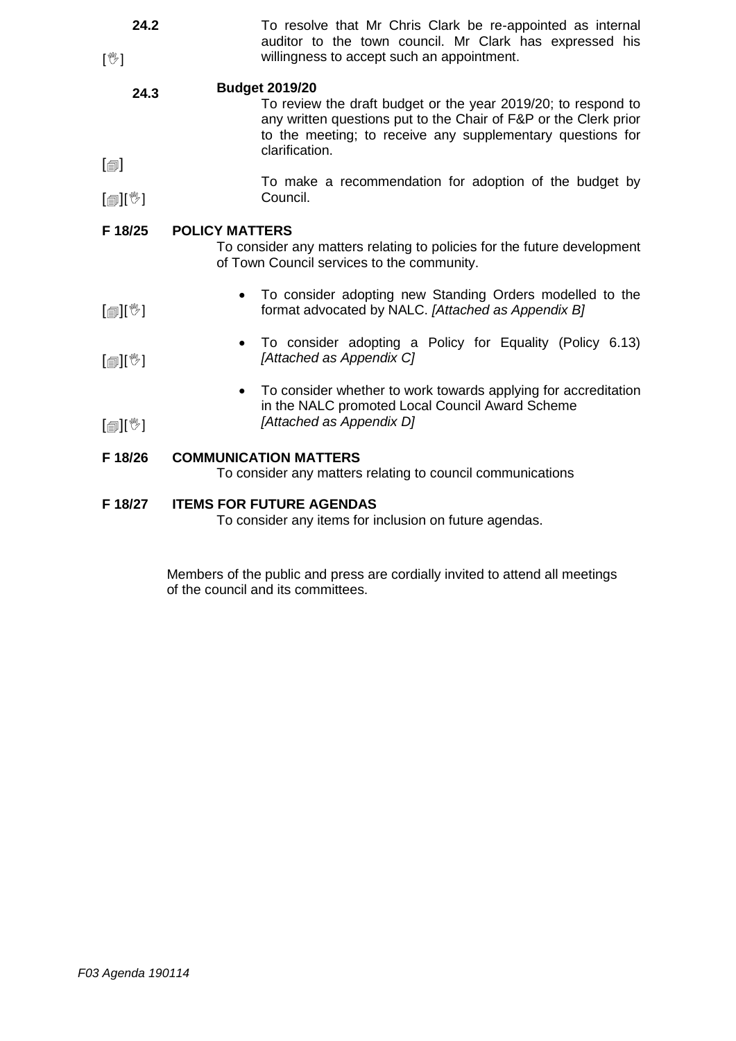**24.2** [✋] To resolve that Mr Chris Clark be re-appointed as internal auditor to the town council. Mr Clark has expressed his willingness to accept such an appointment.

**24.3** **Budget 2019/20**

[🗐] To review the draft budget or the year 2019/20; to respond to any written questions put to the Chair of F&P or the Clerk prior to the meeting; to receive any supplementary questions for clarification.

[🗐][✋] To make a recommendation for adoption of the budget by Council.

**F 18/25 POLICY MATTERS**

To consider any matters relating to policies for the future development of Town Council services to the community.

[🗐][✋]
- To consider adopting new Standing Orders modelled to the format advocated by NALC. *[Attached as Appendix B]*

[🗐][✋]
- To consider adopting a Policy for Equality (Policy 6.13) *[Attached as Appendix C]*

[🗐][✋]
- To consider whether to work towards applying for accreditation in the NALC promoted Local Council Award Scheme *[Attached as Appendix D]*

**F 18/26 COMMUNICATION MATTERS**

To consider any matters relating to council communications

**F 18/27 ITEMS FOR FUTURE AGENDAS**

To consider any items for inclusion on future agendas.

Members of the public and press are cordially invited to attend all meetings of the council and its committees.